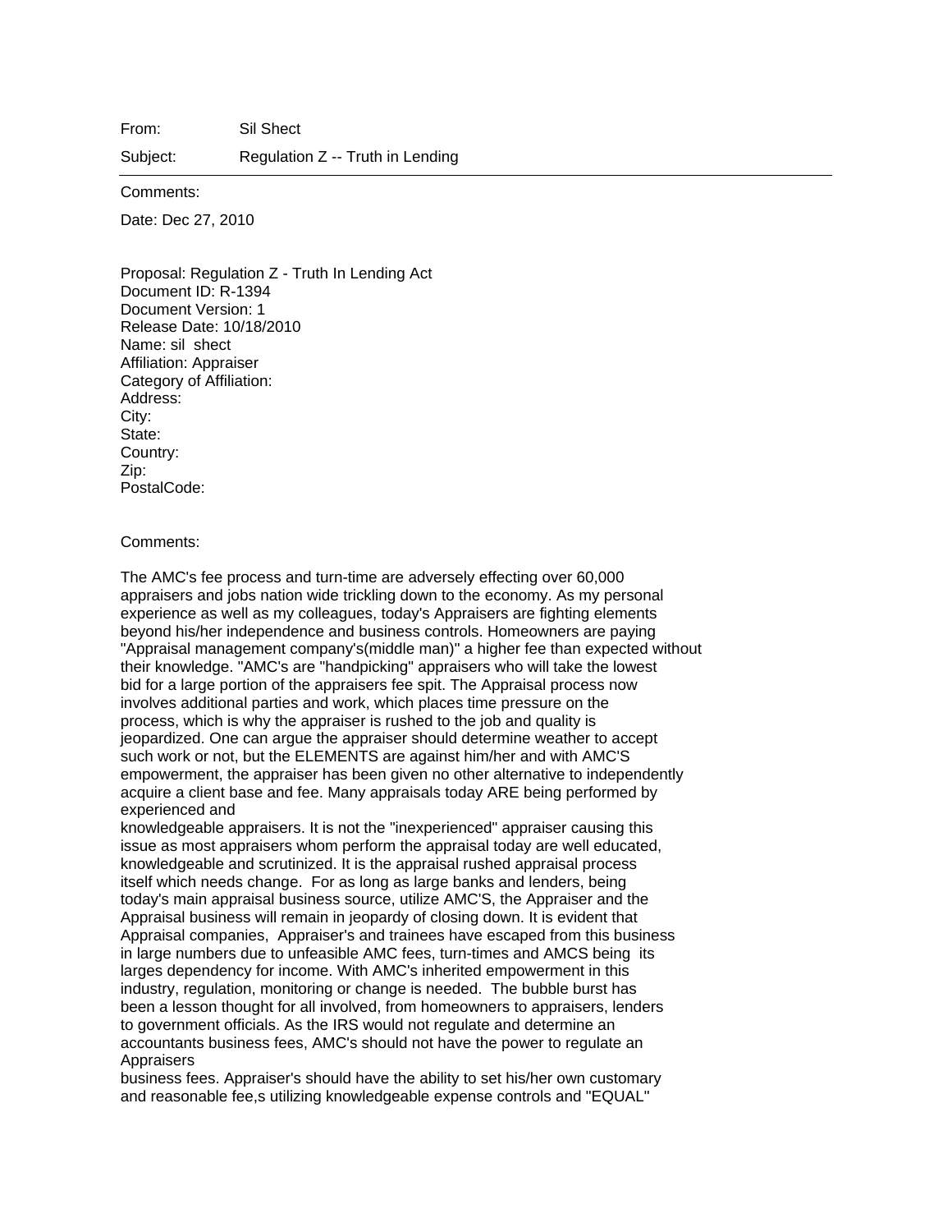From: Sil Shect

Subject: Regulation Z -- Truth in Lending

---

Comments:

Date: Dec 27, 2010

Proposal: Regulation Z - Truth In Lending Act
Document ID: R-1394
Document Version: 1
Release Date: 10/18/2010
Name: sil shect
Affiliation: Appraiser
Category of Affiliation:
Address:
City:
State:
Country:
Zip:
PostalCode:

Comments:

The AMC's fee process and turn-time are adversely effecting over 60,000 appraisers and jobs nation wide trickling down to the economy. As my personal experience as well as my colleagues, today's Appraisers are fighting elements beyond his/her independence and business controls. Homeowners are paying "Appraisal management company's(middle man)" a higher fee than expected without their knowledge. "AMC's are "handpicking" appraisers who will take the lowest bid for a large portion of the appraisers fee spit. The Appraisal process now involves additional parties and work, which places time pressure on the process, which is why the appraiser is rushed to the job and quality is jeopardized. One can argue the appraiser should determine weather to accept such work or not, but the ELEMENTS are against him/her and with AMC'S empowerment, the appraiser has been given no other alternative to independently acquire a client base and fee. Many appraisals today ARE being performed by experienced and knowledgeable appraisers. It is not the "inexperienced" appraiser causing this issue as most appraisers whom perform the appraisal today are well educated, knowledgeable and scrutinized. It is the appraisal rushed appraisal process itself which needs change. For as long as large banks and lenders, being today's main appraisal business source, utilize AMC'S, the Appraiser and the Appraisal business will remain in jeopardy of closing down. It is evident that Appraisal companies, Appraiser's and trainees have escaped from this business in large numbers due to unfeasible AMC fees, turn-times and AMCS being its larges dependency for income. With AMC's inherited empowerment in this industry, regulation, monitoring or change is needed. The bubble burst has been a lesson thought for all involved, from homeowners to appraisers, lenders to government officials. As the IRS would not regulate and determine an accountants business fees, AMC's should not have the power to regulate an Appraisers business fees. Appraiser's should have the ability to set his/her own customary and reasonable fee,s utilizing knowledgeable expense controls and "EQUAL"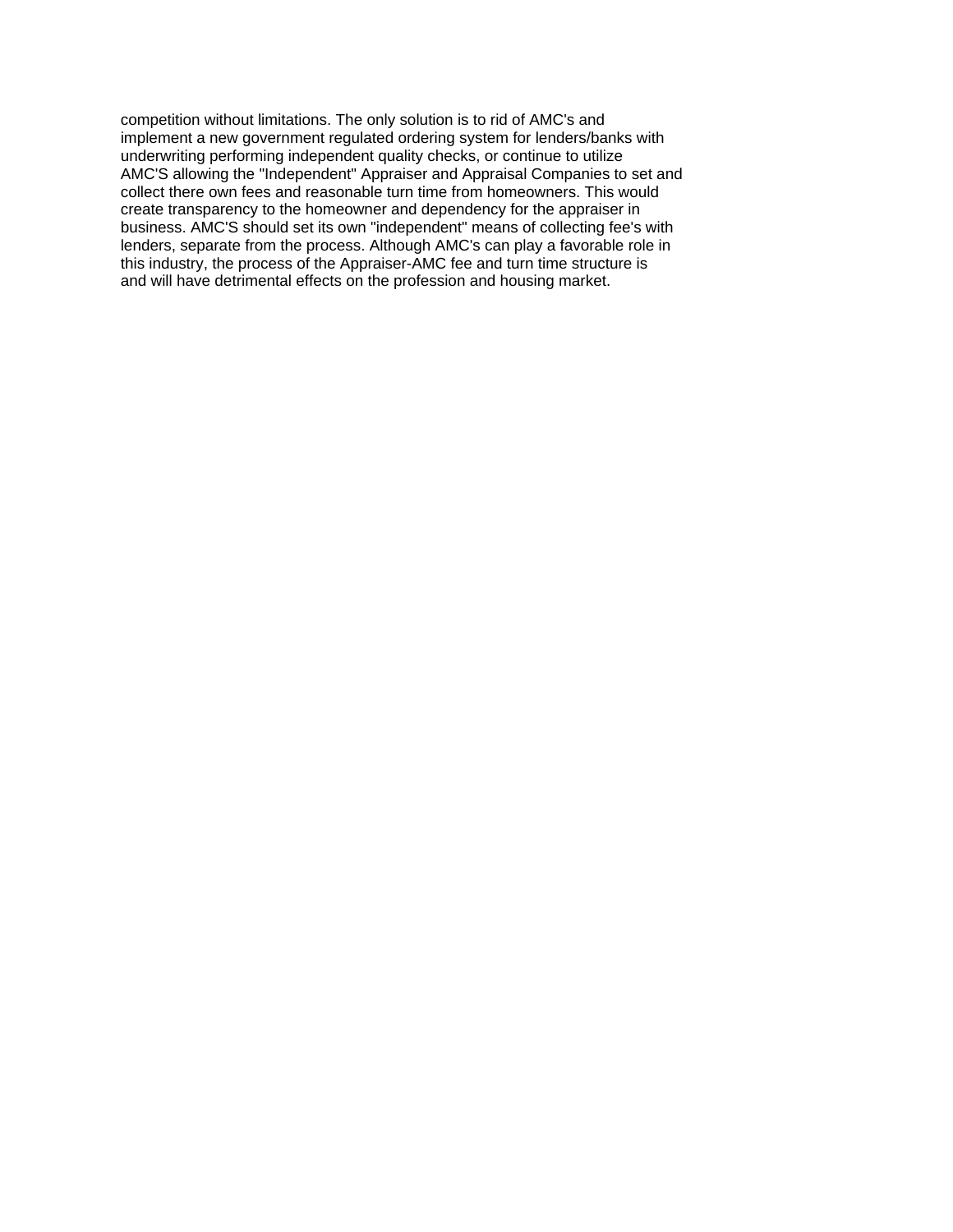competition without limitations. The only solution is to rid of AMC's and implement a new government regulated ordering system for lenders/banks with underwriting performing independent quality checks, or continue to utilize AMC'S allowing the "Independent" Appraiser and Appraisal Companies to set and collect there own fees and reasonable turn time from homeowners. This would create transparency to the homeowner and dependency for the appraiser in business. AMC'S should set its own "independent" means of collecting fee's with lenders, separate from the process. Although AMC's can play a favorable role in this industry, the process of the Appraiser-AMC fee and turn time structure is and will have detrimental effects on the profession and housing market.